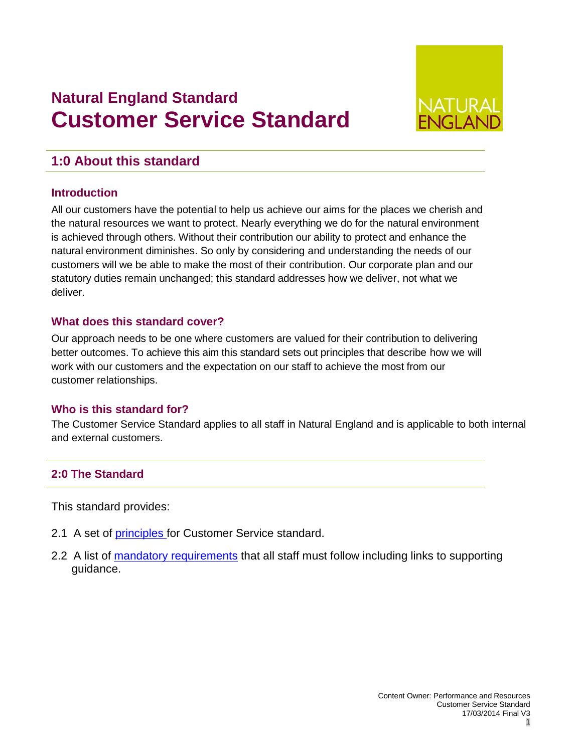# Natural England Standard
# Customer Service Standard

## 1:0 About this standard

### Introduction

All our customers have the potential to help us achieve our aims for the places we cherish and the natural resources we want to protect. Nearly everything we do for the natural environment is achieved through others. Without their contribution our ability to protect and enhance the natural environment diminishes. So only by considering and understanding the needs of our customers will we be able to make the most of their contribution. Our corporate plan and our statutory duties remain unchanged; this standard addresses how we deliver, not what we deliver.

### What does this standard cover?

Our approach needs to be one where customers are valued for their contribution to delivering better outcomes. To achieve this aim this standard sets out principles that describe how we will work with our customers and the expectation on our staff to achieve the most from our customer relationships.

### Who is this standard for?

The Customer Service Standard applies to all staff in Natural England and is applicable to both internal and external customers.

## 2:0 The Standard

This standard provides:

2.1 A set of principles for Customer Service standard.

2.2 A list of mandatory requirements that all staff must follow including links to supporting guidance.

Content Owner: Performance and Resources
Customer Service Standard
17/03/2014 Final V3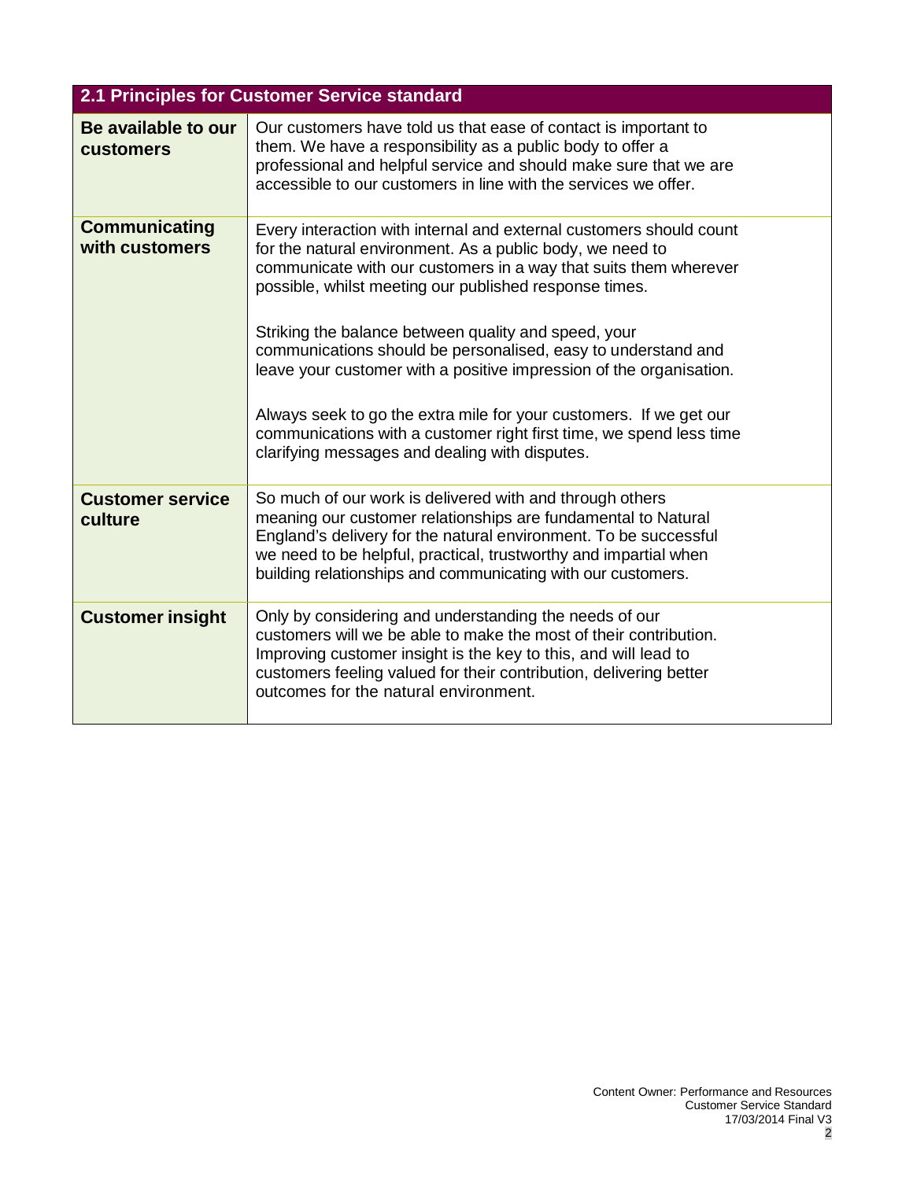| 2.1 Principles for Customer Service standard | |
|---|---|
| **Be available to our customers** | Our customers have told us that ease of contact is important to them. We have a responsibility as a public body to offer a professional and helpful service and should make sure that we are accessible to our customers in line with the services we offer. |
| **Communicating with customers** | Every interaction with internal and external customers should count for the natural environment. As a public body, we need to communicate with our customers in a way that suits them wherever possible, whilst meeting our published response times.<br><br>Striking the balance between quality and speed, your communications should be personalised, easy to understand and leave your customer with a positive impression of the organisation.<br><br>Always seek to go the extra mile for your customers. If we get our communications with a customer right first time, we spend less time clarifying messages and dealing with disputes. |
| **Customer service culture** | So much of our work is delivered with and through others meaning our customer relationships are fundamental to Natural England's delivery for the natural environment. To be successful we need to be helpful, practical, trustworthy and impartial when building relationships and communicating with our customers. |
| **Customer insight** | Only by considering and understanding the needs of our customers will we be able to make the most of their contribution. Improving customer insight is the key to this, and will lead to customers feeling valued for their contribution, delivering better outcomes for the natural environment. |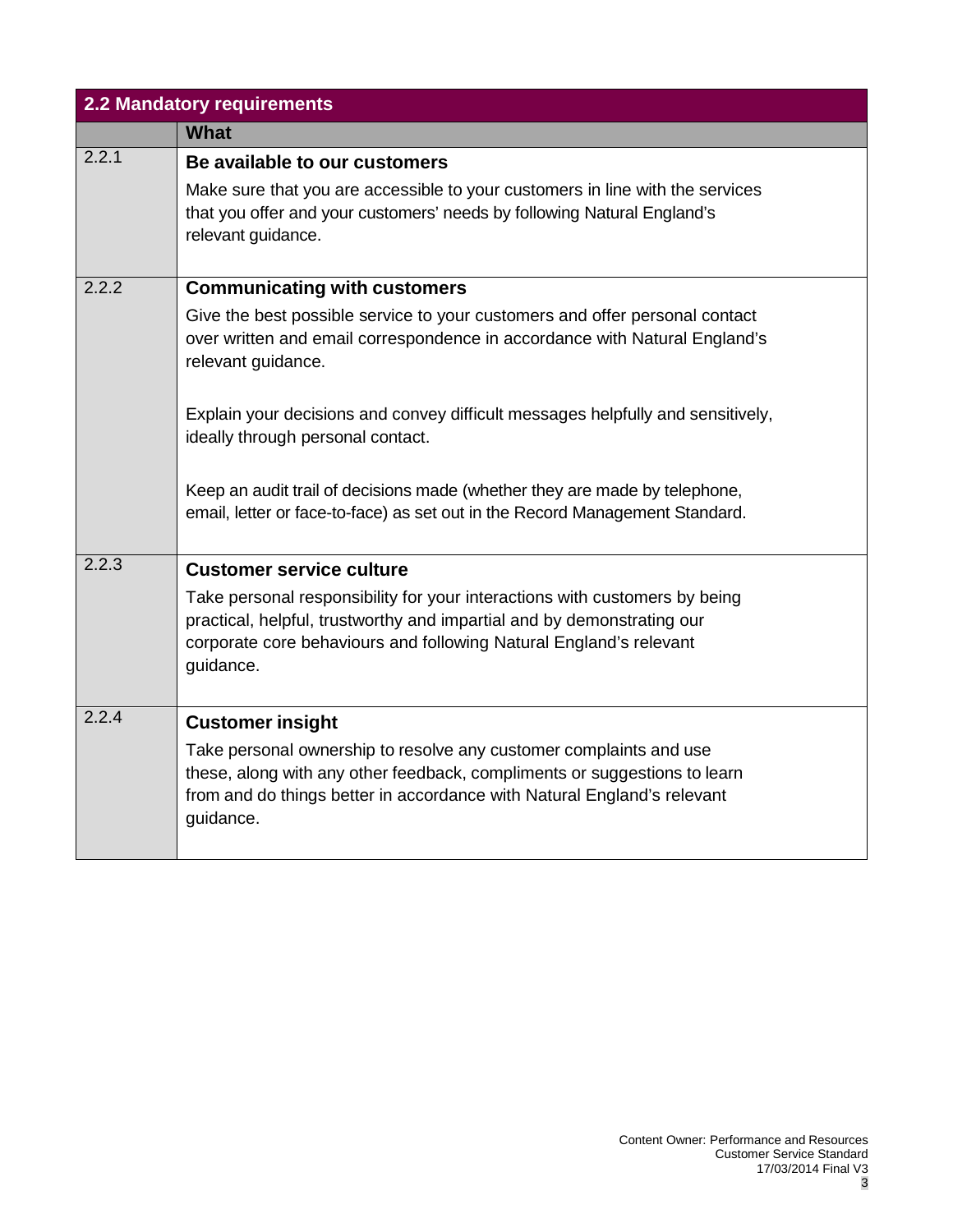| 2.2 Mandatory requirements | |
|---|---|
| | **What** |
| 2.2.1 | **Be available to our customers**<br><br>Make sure that you are accessible to your customers in line with the services that you offer and your customers' needs by following Natural England's relevant guidance. |
| 2.2.2 | **Communicating with customers**<br><br>Give the best possible service to your customers and offer personal contact over written and email correspondence in accordance with Natural England's relevant guidance.<br><br>Explain your decisions and convey difficult messages helpfully and sensitively, ideally through personal contact.<br><br>Keep an audit trail of decisions made (whether they are made by telephone, email, letter or face-to-face) as set out in the Record Management Standard. |
| 2.2.3 | **Customer service culture**<br><br>Take personal responsibility for your interactions with customers by being practical, helpful, trustworthy and impartial and by demonstrating our corporate core behaviours and following Natural England's relevant guidance. |
| 2.2.4 | **Customer insight**<br><br>Take personal ownership to resolve any customer complaints and use these, along with any other feedback, compliments or suggestions to learn from and do things better in accordance with Natural England's relevant guidance. |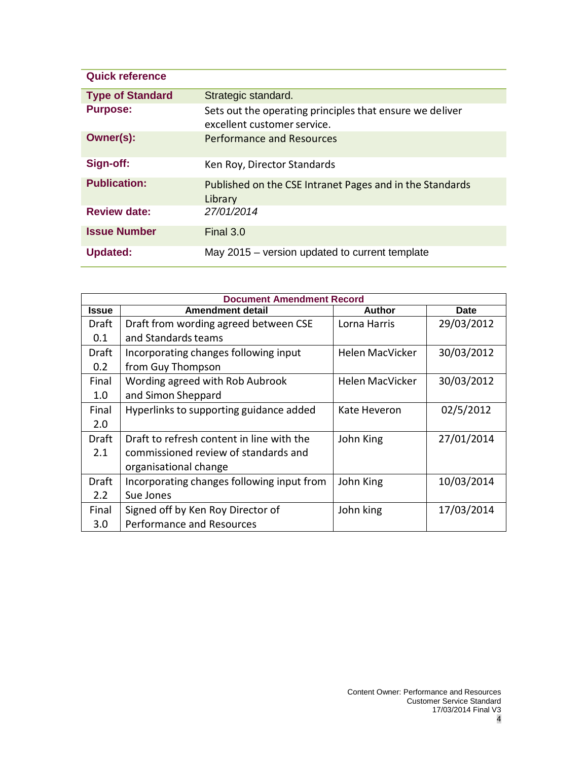| Quick reference | |
|---|---|
| **Type of Standard** | Strategic standard. |
| **Purpose:** | Sets out the operating principles that ensure we deliver excellent customer service. |
| **Owner(s):** | Performance and Resources |
| **Sign-off:** | Ken Roy, Director Standards |
| **Publication:** | Published on the CSE Intranet Pages and in the Standards Library |
| **Review date:** | *27/01/2014* |
| **Issue Number** | Final 3.0 |
| **Updated:** | May 2015 – version updated to current template |

**Document Amendment Record**

| Issue | Amendment detail | Author | Date |
|---|---|---|---|
| Draft 0.1 | Draft from wording agreed between CSE and Standards teams | Lorna Harris | 29/03/2012 |
| Draft 0.2 | Incorporating changes following input from Guy Thompson | Helen MacVicker | 30/03/2012 |
| Final 1.0 | Wording agreed with Rob Aubrook and Simon Sheppard | Helen MacVicker | 30/03/2012 |
| Final 2.0 | Hyperlinks to supporting guidance added | Kate Heveron | 02/5/2012 |
| Draft 2.1 | Draft to refresh content in line with the commissioned review of standards and organisational change | John King | 27/01/2014 |
| Draft 2.2 | Incorporating changes following input from Sue Jones | John King | 10/03/2014 |
| Final 3.0 | Signed off by Ken Roy Director of Performance and Resources | John king | 17/03/2014 |